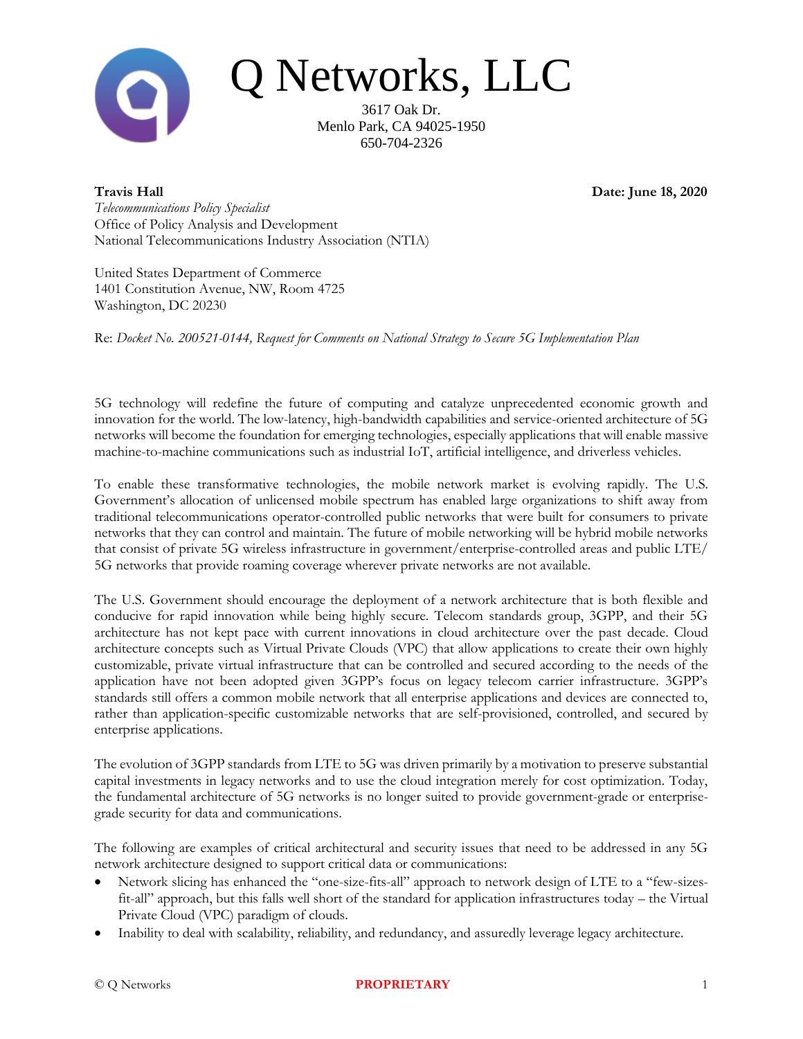# Q Networks, LLC

3617 Oak Dr.
Menlo Park, CA 94025-1950
650-704-2326

**Travis Hall** **Date: June 18, 2020**
*Telecommunications Policy Specialist*
Office of Policy Analysis and Development
National Telecommunications Industry Association (NTIA)

United States Department of Commerce
1401 Constitution Avenue, NW, Room 4725
Washington, DC 20230

Re: *Docket No. 200521-0144, Request for Comments on National Strategy to Secure 5G Implementation Plan*

5G technology will redefine the future of computing and catalyze unprecedented economic growth and innovation for the world. The low-latency, high-bandwidth capabilities and service-oriented architecture of 5G networks will become the foundation for emerging technologies, especially applications that will enable massive machine-to-machine communications such as industrial IoT, artificial intelligence, and driverless vehicles.

To enable these transformative technologies, the mobile network market is evolving rapidly. The U.S. Government's allocation of unlicensed mobile spectrum has enabled large organizations to shift away from traditional telecommunications operator-controlled public networks that were built for consumers to private networks that they can control and maintain. The future of mobile networking will be hybrid mobile networks that consist of private 5G wireless infrastructure in government/enterprise-controlled areas and public LTE/5G networks that provide roaming coverage wherever private networks are not available.

The U.S. Government should encourage the deployment of a network architecture that is both flexible and conducive for rapid innovation while being highly secure. Telecom standards group, 3GPP, and their 5G architecture has not kept pace with current innovations in cloud architecture over the past decade. Cloud architecture concepts such as Virtual Private Clouds (VPC) that allow applications to create their own highly customizable, private virtual infrastructure that can be controlled and secured according to the needs of the application have not been adopted given 3GPP's focus on legacy telecom carrier infrastructure. 3GPP's standards still offers a common mobile network that all enterprise applications and devices are connected to, rather than application-specific customizable networks that are self-provisioned, controlled, and secured by enterprise applications.

The evolution of 3GPP standards from LTE to 5G was driven primarily by a motivation to preserve substantial capital investments in legacy networks and to use the cloud integration merely for cost optimization. Today, the fundamental architecture of 5G networks is no longer suited to provide government-grade or enterprise-grade security for data and communications.

The following are examples of critical architectural and security issues that need to be addressed in any 5G network architecture designed to support critical data or communications:

- Network slicing has enhanced the "one-size-fits-all" approach to network design of LTE to a "few-sizes-fit-all" approach, but this falls well short of the standard for application infrastructures today – the Virtual Private Cloud (VPC) paradigm of clouds.
- Inability to deal with scalability, reliability, and redundancy, and assuredly leverage legacy architecture.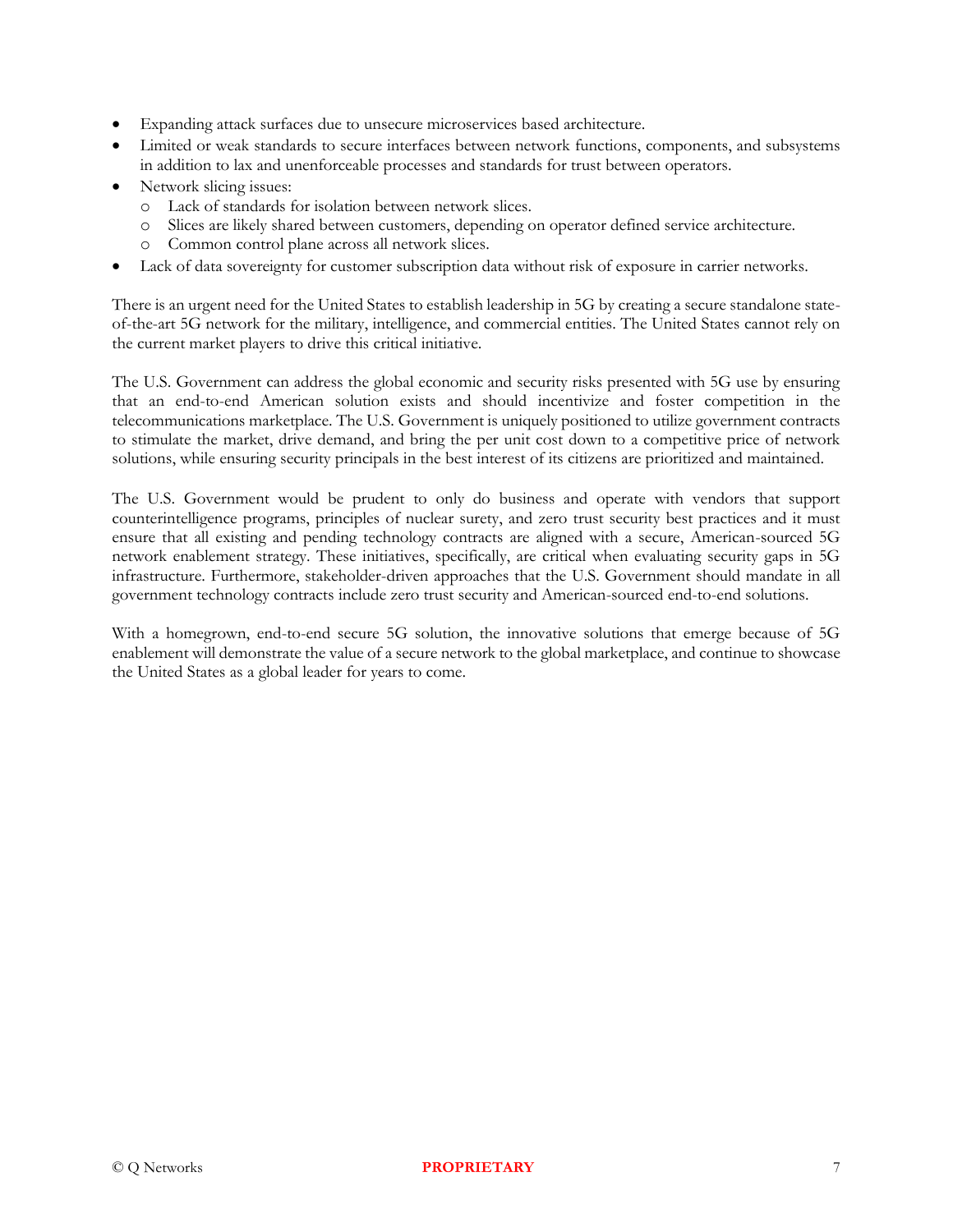- Expanding attack surfaces due to unsecure microservices based architecture.
- Limited or weak standards to secure interfaces between network functions, components, and subsystems in addition to lax and unenforceable processes and standards for trust between operators.
- Network slicing issues:
  - Lack of standards for isolation between network slices.
  - Slices are likely shared between customers, depending on operator defined service architecture.
  - Common control plane across all network slices.
- Lack of data sovereignty for customer subscription data without risk of exposure in carrier networks.

There is an urgent need for the United States to establish leadership in 5G by creating a secure standalone state-of-the-art 5G network for the military, intelligence, and commercial entities. The United States cannot rely on the current market players to drive this critical initiative.

The U.S. Government can address the global economic and security risks presented with 5G use by ensuring that an end-to-end American solution exists and should incentivize and foster competition in the telecommunications marketplace. The U.S. Government is uniquely positioned to utilize government contracts to stimulate the market, drive demand, and bring the per unit cost down to a competitive price of network solutions, while ensuring security principals in the best interest of its citizens are prioritized and maintained.

The U.S. Government would be prudent to only do business and operate with vendors that support counterintelligence programs, principles of nuclear surety, and zero trust security best practices and it must ensure that all existing and pending technology contracts are aligned with a secure, American-sourced 5G network enablement strategy. These initiatives, specifically, are critical when evaluating security gaps in 5G infrastructure. Furthermore, stakeholder-driven approaches that the U.S. Government should mandate in all government technology contracts include zero trust security and American-sourced end-to-end solutions.

With a homegrown, end-to-end secure 5G solution, the innovative solutions that emerge because of 5G enablement will demonstrate the value of a secure network to the global marketplace, and continue to showcase the United States as a global leader for years to come.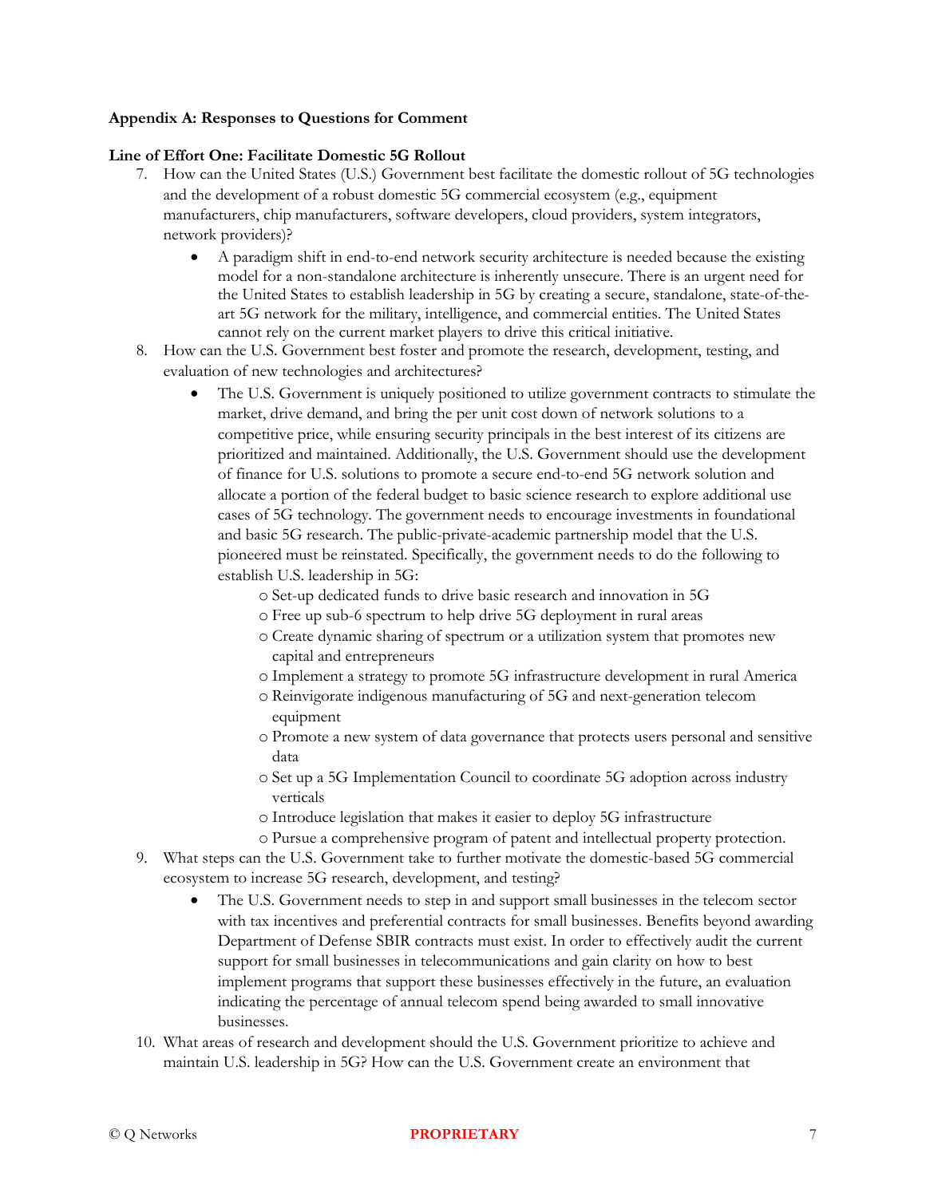**Appendix A: Responses to Questions for Comment**

**Line of Effort One: Facilitate Domestic 5G Rollout**

7. How can the United States (U.S.) Government best facilitate the domestic rollout of 5G technologies and the development of a robust domestic 5G commercial ecosystem (e.g., equipment manufacturers, chip manufacturers, software developers, cloud providers, system integrators, network providers)?
   - A paradigm shift in end-to-end network security architecture is needed because the existing model for a non-standalone architecture is inherently unsecure. There is an urgent need for the United States to establish leadership in 5G by creating a secure, standalone, state-of-the-art 5G network for the military, intelligence, and commercial entities. The United States cannot rely on the current market players to drive this critical initiative.
8. How can the U.S. Government best foster and promote the research, development, testing, and evaluation of new technologies and architectures?
   - The U.S. Government is uniquely positioned to utilize government contracts to stimulate the market, drive demand, and bring the per unit cost down of network solutions to a competitive price, while ensuring security principals in the best interest of its citizens are prioritized and maintained. Additionally, the U.S. Government should use the development of finance for U.S. solutions to promote a secure end-to-end 5G network solution and allocate a portion of the federal budget to basic science research to explore additional use cases of 5G technology. The government needs to encourage investments in foundational and basic 5G research. The public-private-academic partnership model that the U.S. pioneered must be reinstated. Specifically, the government needs to do the following to establish U.S. leadership in 5G:
     - Set-up dedicated funds to drive basic research and innovation in 5G
     - Free up sub-6 spectrum to help drive 5G deployment in rural areas
     - Create dynamic sharing of spectrum or a utilization system that promotes new capital and entrepreneurs
     - Implement a strategy to promote 5G infrastructure development in rural America
     - Reinvigorate indigenous manufacturing of 5G and next-generation telecom equipment
     - Promote a new system of data governance that protects users personal and sensitive data
     - Set up a 5G Implementation Council to coordinate 5G adoption across industry verticals
     - Introduce legislation that makes it easier to deploy 5G infrastructure
     - Pursue a comprehensive program of patent and intellectual property protection.
9. What steps can the U.S. Government take to further motivate the domestic-based 5G commercial ecosystem to increase 5G research, development, and testing?
   - The U.S. Government needs to step in and support small businesses in the telecom sector with tax incentives and preferential contracts for small businesses. Benefits beyond awarding Department of Defense SBIR contracts must exist. In order to effectively audit the current support for small businesses in telecommunications and gain clarity on how to best implement programs that support these businesses effectively in the future, an evaluation indicating the percentage of annual telecom spend being awarded to small innovative businesses.
10. What areas of research and development should the U.S. Government prioritize to achieve and maintain U.S. leadership in 5G? How can the U.S. Government create an environment that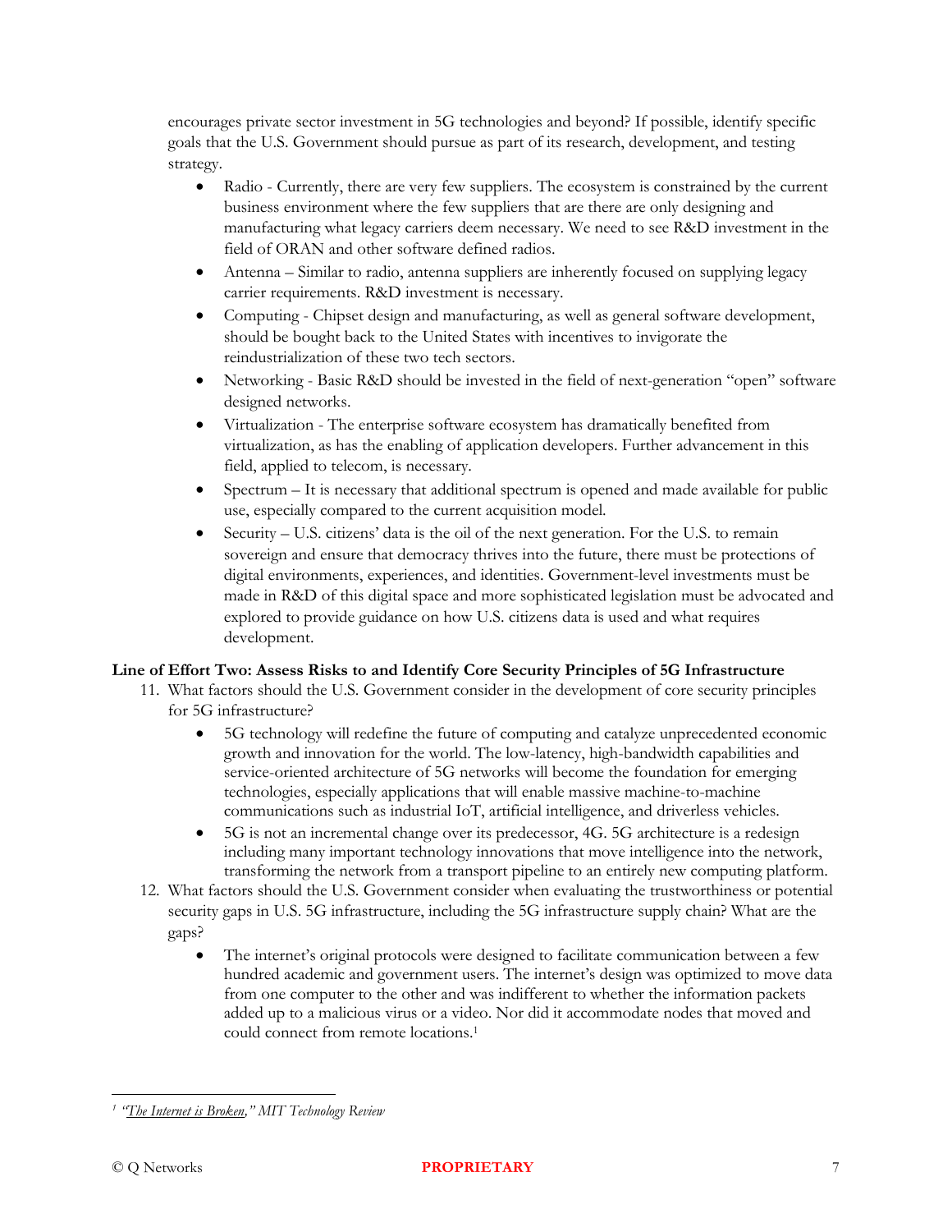encourages private sector investment in 5G technologies and beyond? If possible, identify specific goals that the U.S. Government should pursue as part of its research, development, and testing strategy.

- Radio - Currently, there are very few suppliers. The ecosystem is constrained by the current business environment where the few suppliers that are there are only designing and manufacturing what legacy carriers deem necessary. We need to see R&D investment in the field of ORAN and other software defined radios.
- Antenna – Similar to radio, antenna suppliers are inherently focused on supplying legacy carrier requirements. R&D investment is necessary.
- Computing - Chipset design and manufacturing, as well as general software development, should be bought back to the United States with incentives to invigorate the reindustrialization of these two tech sectors.
- Networking - Basic R&D should be invested in the field of next-generation "open" software designed networks.
- Virtualization - The enterprise software ecosystem has dramatically benefited from virtualization, as has the enabling of application developers. Further advancement in this field, applied to telecom, is necessary.
- Spectrum – It is necessary that additional spectrum is opened and made available for public use, especially compared to the current acquisition model.
- Security – U.S. citizens' data is the oil of the next generation. For the U.S. to remain sovereign and ensure that democracy thrives into the future, there must be protections of digital environments, experiences, and identities. Government-level investments must be made in R&D of this digital space and more sophisticated legislation must be advocated and explored to provide guidance on how U.S. citizens data is used and what requires development.

**Line of Effort Two: Assess Risks to and Identify Core Security Principles of 5G Infrastructure**

11. What factors should the U.S. Government consider in the development of core security principles for 5G infrastructure?
    - 5G technology will redefine the future of computing and catalyze unprecedented economic growth and innovation for the world. The low-latency, high-bandwidth capabilities and service-oriented architecture of 5G networks will become the foundation for emerging technologies, especially applications that will enable massive machine-to-machine communications such as industrial IoT, artificial intelligence, and driverless vehicles.
    - 5G is not an incremental change over its predecessor, 4G. 5G architecture is a redesign including many important technology innovations that move intelligence into the network, transforming the network from a transport pipeline to an entirely new computing platform.
12. What factors should the U.S. Government consider when evaluating the trustworthiness or potential security gaps in U.S. 5G infrastructure, including the 5G infrastructure supply chain? What are the gaps?
    - The internet's original protocols were designed to facilitate communication between a few hundred academic and government users. The internet's design was optimized to move data from one computer to the other and was indifferent to whether the information packets added up to a malicious virus or a video. Nor did it accommodate nodes that moved and could connect from remote locations.[1]

---

[1] *"The Internet is Broken," MIT Technology Review*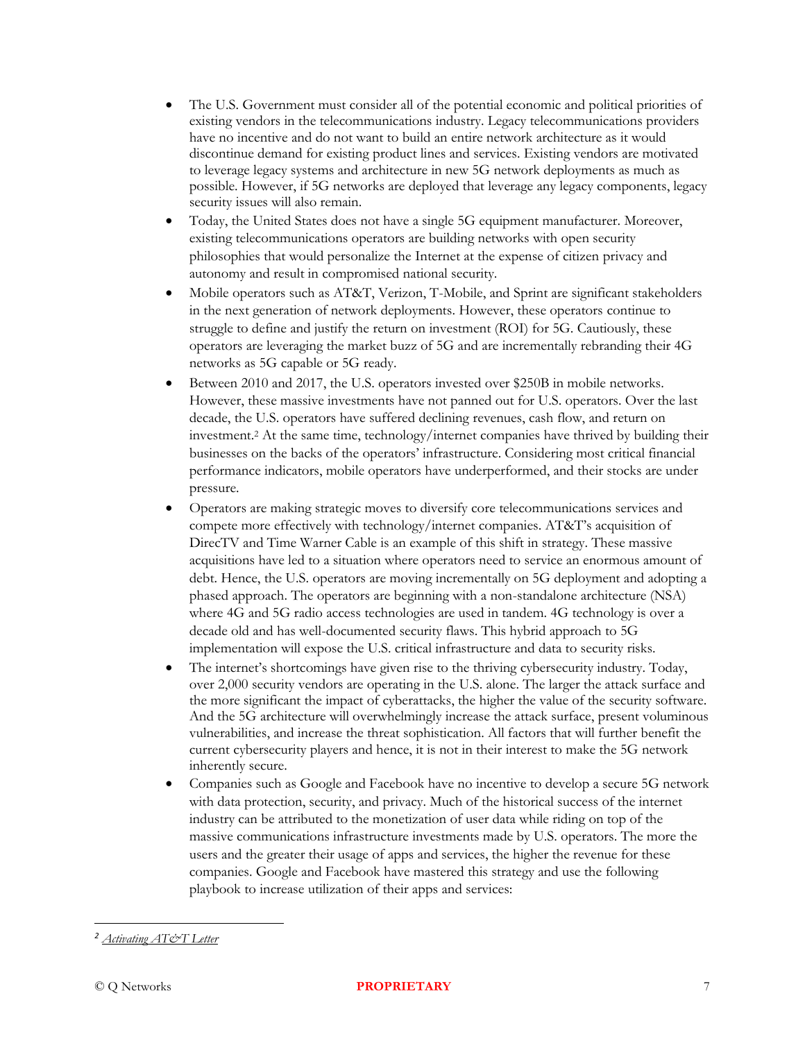- The U.S. Government must consider all of the potential economic and political priorities of existing vendors in the telecommunications industry. Legacy telecommunications providers have no incentive and do not want to build an entire network architecture as it would discontinue demand for existing product lines and services. Existing vendors are motivated to leverage legacy systems and architecture in new 5G network deployments as much as possible. However, if 5G networks are deployed that leverage any legacy components, legacy security issues will also remain.
- Today, the United States does not have a single 5G equipment manufacturer. Moreover, existing telecommunications operators are building networks with open security philosophies that would personalize the Internet at the expense of citizen privacy and autonomy and result in compromised national security.
- Mobile operators such as AT&T, Verizon, T-Mobile, and Sprint are significant stakeholders in the next generation of network deployments. However, these operators continue to struggle to define and justify the return on investment (ROI) for 5G. Cautiously, these operators are leveraging the market buzz of 5G and are incrementally rebranding their 4G networks as 5G capable or 5G ready.
- Between 2010 and 2017, the U.S. operators invested over $250B in mobile networks. However, these massive investments have not panned out for U.S. operators. Over the last decade, the U.S. operators have suffered declining revenues, cash flow, and return on investment.[2] At the same time, technology/internet companies have thrived by building their businesses on the backs of the operators' infrastructure. Considering most critical financial performance indicators, mobile operators have underperformed, and their stocks are under pressure.
- Operators are making strategic moves to diversify core telecommunications services and compete more effectively with technology/internet companies. AT&T's acquisition of DirecTV and Time Warner Cable is an example of this shift in strategy. These massive acquisitions have led to a situation where operators need to service an enormous amount of debt. Hence, the U.S. operators are moving incrementally on 5G deployment and adopting a phased approach. The operators are beginning with a non-standalone architecture (NSA) where 4G and 5G radio access technologies are used in tandem. 4G technology is over a decade old and has well-documented security flaws. This hybrid approach to 5G implementation will expose the U.S. critical infrastructure and data to security risks.
- The internet's shortcomings have given rise to the thriving cybersecurity industry. Today, over 2,000 security vendors are operating in the U.S. alone. The larger the attack surface and the more significant the impact of cyberattacks, the higher the value of the security software. And the 5G architecture will overwhelmingly increase the attack surface, present voluminous vulnerabilities, and increase the threat sophistication. All factors that will further benefit the current cybersecurity players and hence, it is not in their interest to make the 5G network inherently secure.
- Companies such as Google and Facebook have no incentive to develop a secure 5G network with data protection, security, and privacy. Much of the historical success of the internet industry can be attributed to the monetization of user data while riding on top of the massive communications infrastructure investments made by U.S. operators. The more the users and the greater their usage of apps and services, the higher the revenue for these companies. Google and Facebook have mastered this strategy and use the following playbook to increase utilization of their apps and services:

---

[2] *Activating AT&T Letter*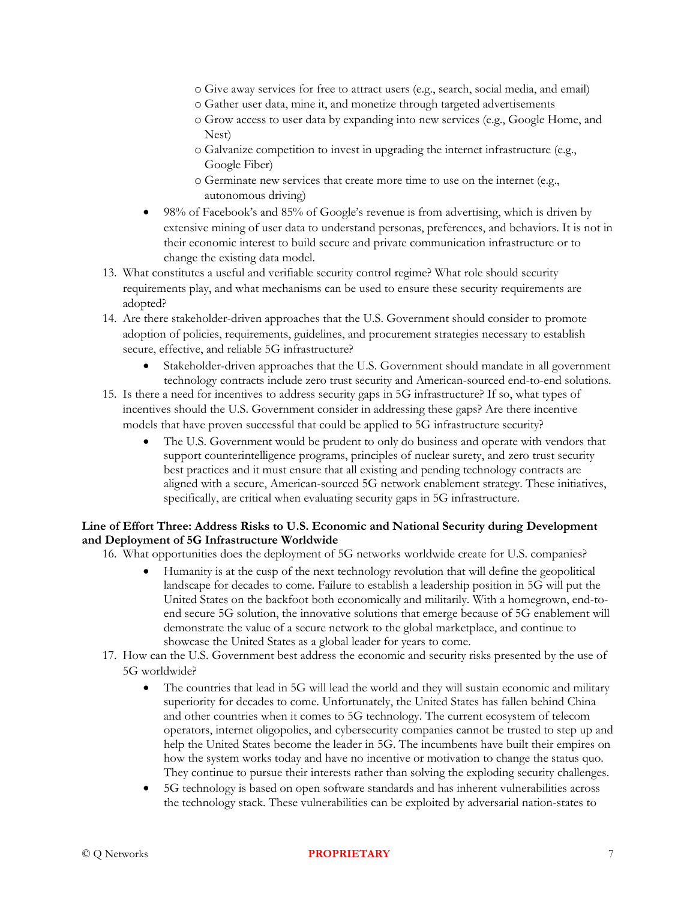- o Give away services for free to attract users (e.g., search, social media, and email)
  - o Gather user data, mine it, and monetize through targeted advertisements
  - o Grow access to user data by expanding into new services (e.g., Google Home, and Nest)
  - o Galvanize competition to invest in upgrading the internet infrastructure (e.g., Google Fiber)
  - o Germinate new services that create more time to use on the internet (e.g., autonomous driving)
- 98% of Facebook's and 85% of Google's revenue is from advertising, which is driven by extensive mining of user data to understand personas, preferences, and behaviors. It is not in their economic interest to build secure and private communication infrastructure or to change the existing data model.

13. What constitutes a useful and verifiable security control regime? What role should security requirements play, and what mechanisms can be used to ensure these security requirements are adopted?
14. Are there stakeholder-driven approaches that the U.S. Government should consider to promote adoption of policies, requirements, guidelines, and procurement strategies necessary to establish secure, effective, and reliable 5G infrastructure?
    - Stakeholder-driven approaches that the U.S. Government should mandate in all government technology contracts include zero trust security and American-sourced end-to-end solutions.
15. Is there a need for incentives to address security gaps in 5G infrastructure? If so, what types of incentives should the U.S. Government consider in addressing these gaps? Are there incentive models that have proven successful that could be applied to 5G infrastructure security?
    - The U.S. Government would be prudent to only do business and operate with vendors that support counterintelligence programs, principles of nuclear surety, and zero trust security best practices and it must ensure that all existing and pending technology contracts are aligned with a secure, American-sourced 5G network enablement strategy. These initiatives, specifically, are critical when evaluating security gaps in 5G infrastructure.

**Line of Effort Three: Address Risks to U.S. Economic and National Security during Development and Deployment of 5G Infrastructure Worldwide**

16. What opportunities does the deployment of 5G networks worldwide create for U.S. companies?
    - Humanity is at the cusp of the next technology revolution that will define the geopolitical landscape for decades to come. Failure to establish a leadership position in 5G will put the United States on the backfoot both economically and militarily. With a homegrown, end-to-end secure 5G solution, the innovative solutions that emerge because of 5G enablement will demonstrate the value of a secure network to the global marketplace, and continue to showcase the United States as a global leader for years to come.
17. How can the U.S. Government best address the economic and security risks presented by the use of 5G worldwide?
    - The countries that lead in 5G will lead the world and they will sustain economic and military superiority for decades to come. Unfortunately, the United States has fallen behind China and other countries when it comes to 5G technology. The current ecosystem of telecom operators, internet oligopolies, and cybersecurity companies cannot be trusted to step up and help the United States become the leader in 5G. The incumbents have built their empires on how the system works today and have no incentive or motivation to change the status quo. They continue to pursue their interests rather than solving the exploding security challenges.
    - 5G technology is based on open software standards and has inherent vulnerabilities across the technology stack. These vulnerabilities can be exploited by adversarial nation-states to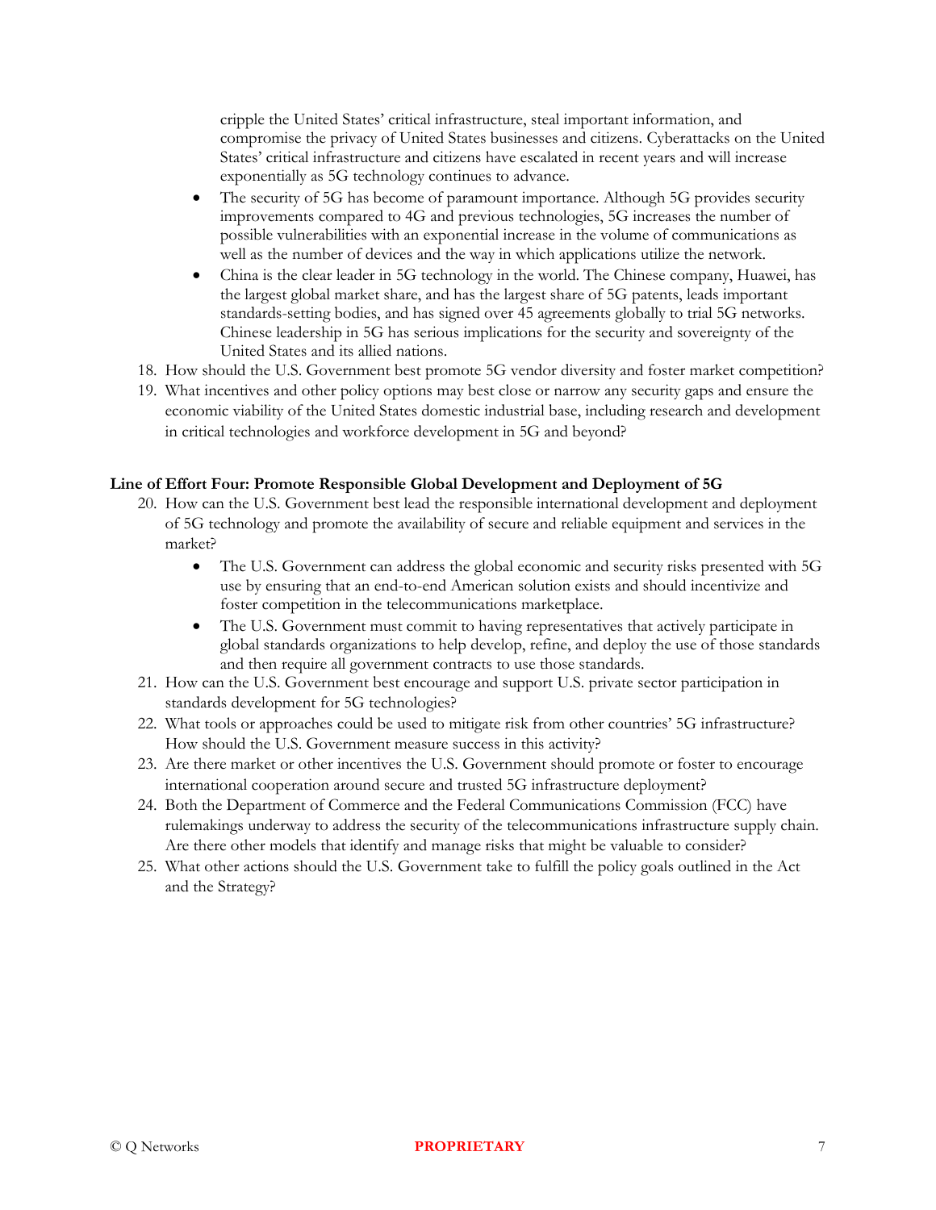cripple the United States' critical infrastructure, steal important information, and compromise the privacy of United States businesses and citizens. Cyberattacks on the United States' critical infrastructure and citizens have escalated in recent years and will increase exponentially as 5G technology continues to advance.

- The security of 5G has become of paramount importance. Although 5G provides security improvements compared to 4G and previous technologies, 5G increases the number of possible vulnerabilities with an exponential increase in the volume of communications as well as the number of devices and the way in which applications utilize the network.
- China is the clear leader in 5G technology in the world. The Chinese company, Huawei, has the largest global market share, and has the largest share of 5G patents, leads important standards-setting bodies, and has signed over 45 agreements globally to trial 5G networks. Chinese leadership in 5G has serious implications for the security and sovereignty of the United States and its allied nations.

18. How should the U.S. Government best promote 5G vendor diversity and foster market competition?
19. What incentives and other policy options may best close or narrow any security gaps and ensure the economic viability of the United States domestic industrial base, including research and development in critical technologies and workforce development in 5G and beyond?

**Line of Effort Four: Promote Responsible Global Development and Deployment of 5G**

20. How can the U.S. Government best lead the responsible international development and deployment of 5G technology and promote the availability of secure and reliable equipment and services in the market?
    - The U.S. Government can address the global economic and security risks presented with 5G use by ensuring that an end-to-end American solution exists and should incentivize and foster competition in the telecommunications marketplace.
    - The U.S. Government must commit to having representatives that actively participate in global standards organizations to help develop, refine, and deploy the use of those standards and then require all government contracts to use those standards.
21. How can the U.S. Government best encourage and support U.S. private sector participation in standards development for 5G technologies?
22. What tools or approaches could be used to mitigate risk from other countries' 5G infrastructure? How should the U.S. Government measure success in this activity?
23. Are there market or other incentives the U.S. Government should promote or foster to encourage international cooperation around secure and trusted 5G infrastructure deployment?
24. Both the Department of Commerce and the Federal Communications Commission (FCC) have rulemakings underway to address the security of the telecommunications infrastructure supply chain. Are there other models that identify and manage risks that might be valuable to consider?
25. What other actions should the U.S. Government take to fulfill the policy goals outlined in the Act and the Strategy?